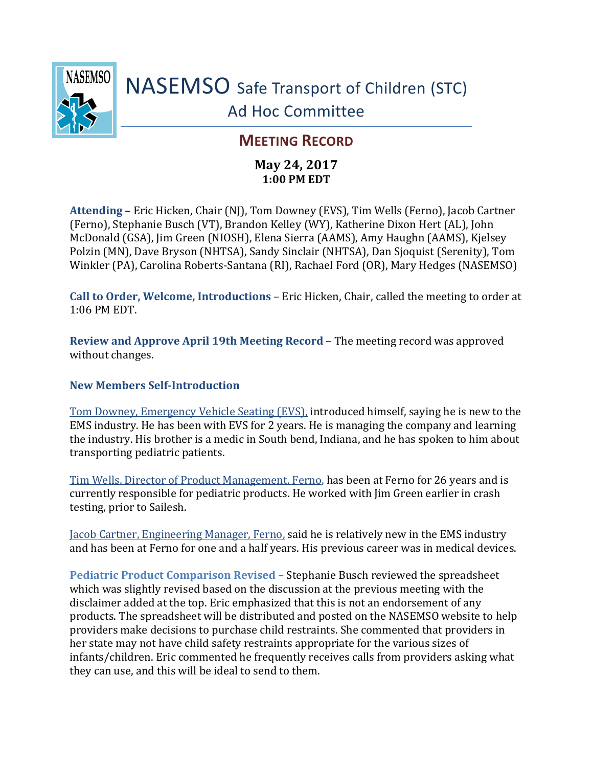# NASEMSO Safe Transport of Children (STC) Ad Hoc Committee

## MEETING RECORD

**May 24, 2017**
**1:00 PM EDT**

**Attending** – Eric Hicken, Chair (NJ), Tom Downey (EVS), Tim Wells (Ferno), Jacob Cartner (Ferno), Stephanie Busch (VT), Brandon Kelley (WY), Katherine Dixon Hert (AL), John McDonald (GSA), Jim Green (NIOSH), Elena Sierra (AAMS), Amy Haughn (AAMS), Kjelsey Polzin (MN), Dave Bryson (NHTSA), Sandy Sinclair (NHTSA), Dan Sjoquist (Serenity), Tom Winkler (PA), Carolina Roberts-Santana (RI), Rachael Ford (OR), Mary Hedges (NASEMSO)

**Call to Order, Welcome, Introductions** – Eric Hicken, Chair, called the meeting to order at 1:06 PM EDT.

**Review and Approve April 19th Meeting Record** – The meeting record was approved without changes.

**New Members Self-Introduction**

Tom Downey, Emergency Vehicle Seating (EVS), introduced himself, saying he is new to the EMS industry. He has been with EVS for 2 years. He is managing the company and learning the industry. His brother is a medic in South bend, Indiana, and he has spoken to him about transporting pediatric patients.

Tim Wells, Director of Product Management, Ferno, has been at Ferno for 26 years and is currently responsible for pediatric products. He worked with Jim Green earlier in crash testing, prior to Sailesh.

Jacob Cartner, Engineering Manager, Ferno, said he is relatively new in the EMS industry and has been at Ferno for one and a half years. His previous career was in medical devices.

**Pediatric Product Comparison Revised** – Stephanie Busch reviewed the spreadsheet which was slightly revised based on the discussion at the previous meeting with the disclaimer added at the top. Eric emphasized that this is not an endorsement of any products. The spreadsheet will be distributed and posted on the NASEMSO website to help providers make decisions to purchase child restraints. She commented that providers in her state may not have child safety restraints appropriate for the various sizes of infants/children. Eric commented he frequently receives calls from providers asking what they can use, and this will be ideal to send to them.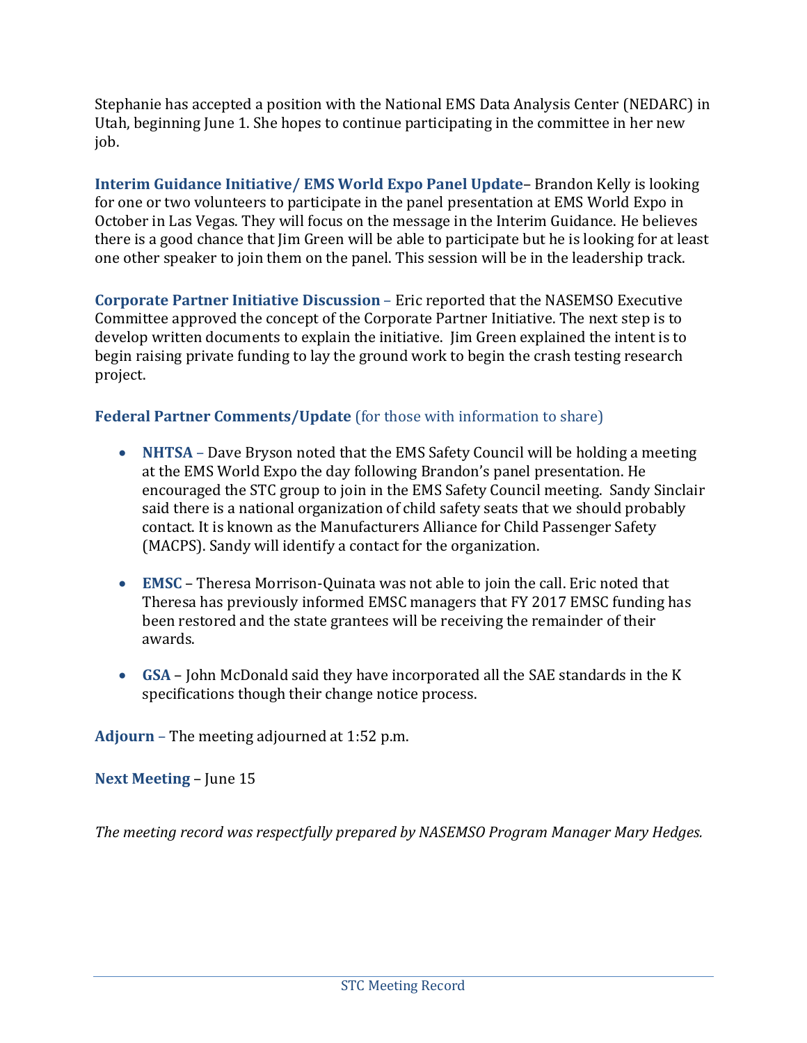Stephanie has accepted a position with the National EMS Data Analysis Center (NEDARC) in Utah, beginning June 1. She hopes to continue participating in the committee in her new job.

**Interim Guidance Initiative/ EMS World Expo Panel Update**– Brandon Kelly is looking for one or two volunteers to participate in the panel presentation at EMS World Expo in October in Las Vegas. They will focus on the message in the Interim Guidance. He believes there is a good chance that Jim Green will be able to participate but he is looking for at least one other speaker to join them on the panel. This session will be in the leadership track.

**Corporate Partner Initiative Discussion** – Eric reported that the NASEMSO Executive Committee approved the concept of the Corporate Partner Initiative. The next step is to develop written documents to explain the initiative. Jim Green explained the intent is to begin raising private funding to lay the ground work to begin the crash testing research project.

**Federal Partner Comments/Update** (for those with information to share)

- **NHTSA** – Dave Bryson noted that the EMS Safety Council will be holding a meeting at the EMS World Expo the day following Brandon's panel presentation. He encouraged the STC group to join in the EMS Safety Council meeting. Sandy Sinclair said there is a national organization of child safety seats that we should probably contact. It is known as the Manufacturers Alliance for Child Passenger Safety (MACPS). Sandy will identify a contact for the organization.

- **EMSC** – Theresa Morrison-Quinata was not able to join the call. Eric noted that Theresa has previously informed EMSC managers that FY 2017 EMSC funding has been restored and the state grantees will be receiving the remainder of their awards.

- **GSA** – John McDonald said they have incorporated all the SAE standards in the K specifications though their change notice process.

**Adjourn** – The meeting adjourned at 1:52 p.m.

**Next Meeting** – June 15

*The meeting record was respectfully prepared by NASEMSO Program Manager Mary Hedges.*